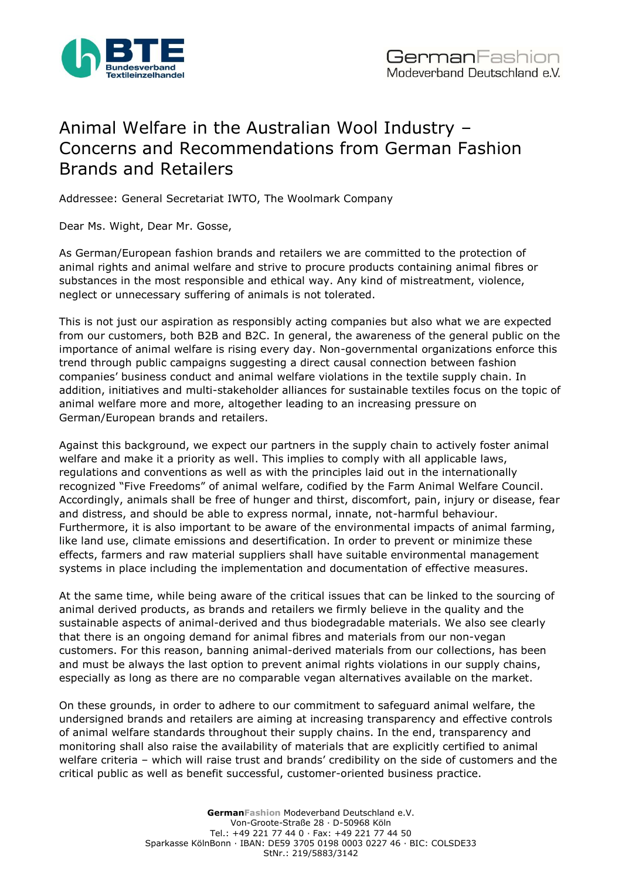# Animal Welfare in the Australian Wool Industry – Concerns and Recommendations from German Fashion Brands and Retailers

Addressee: General Secretariat IWTO, The Woolmark Company

Dear Ms. Wight, Dear Mr. Gosse,

As German/European fashion brands and retailers we are committed to the protection of animal rights and animal welfare and strive to procure products containing animal fibres or substances in the most responsible and ethical way. Any kind of mistreatment, violence, neglect or unnecessary suffering of animals is not tolerated.

This is not just our aspiration as responsibly acting companies but also what we are expected from our customers, both B2B and B2C. In general, the awareness of the general public on the importance of animal welfare is rising every day. Non-governmental organizations enforce this trend through public campaigns suggesting a direct causal connection between fashion companies' business conduct and animal welfare violations in the textile supply chain. In addition, initiatives and multi-stakeholder alliances for sustainable textiles focus on the topic of animal welfare more and more, altogether leading to an increasing pressure on German/European brands and retailers.

Against this background, we expect our partners in the supply chain to actively foster animal welfare and make it a priority as well. This implies to comply with all applicable laws, regulations and conventions as well as with the principles laid out in the internationally recognized "Five Freedoms" of animal welfare, codified by the Farm Animal Welfare Council. Accordingly, animals shall be free of hunger and thirst, discomfort, pain, injury or disease, fear and distress, and should be able to express normal, innate, not-harmful behaviour. Furthermore, it is also important to be aware of the environmental impacts of animal farming, like land use, climate emissions and desertification. In order to prevent or minimize these effects, farmers and raw material suppliers shall have suitable environmental management systems in place including the implementation and documentation of effective measures.

At the same time, while being aware of the critical issues that can be linked to the sourcing of animal derived products, as brands and retailers we firmly believe in the quality and the sustainable aspects of animal-derived and thus biodegradable materials. We also see clearly that there is an ongoing demand for animal fibres and materials from our non-vegan customers. For this reason, banning animal-derived materials from our collections, has been and must be always the last option to prevent animal rights violations in our supply chains, especially as long as there are no comparable vegan alternatives available on the market.

On these grounds, in order to adhere to our commitment to safeguard animal welfare, the undersigned brands and retailers are aiming at increasing transparency and effective controls of animal welfare standards throughout their supply chains. In the end, transparency and monitoring shall also raise the availability of materials that are explicitly certified to animal welfare criteria – which will raise trust and brands' credibility on the side of customers and the critical public as well as benefit successful, customer-oriented business practice.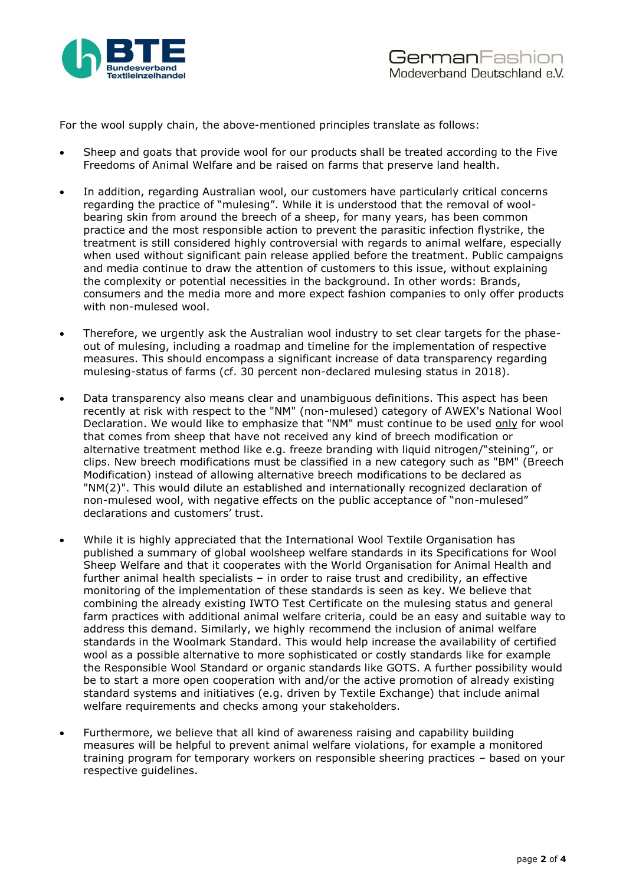For the wool supply chain, the above-mentioned principles translate as follows:

- Sheep and goats that provide wool for our products shall be treated according to the Five Freedoms of Animal Welfare and be raised on farms that preserve land health.

- In addition, regarding Australian wool, our customers have particularly critical concerns regarding the practice of "mulesing". While it is understood that the removal of wool-bearing skin from around the breech of a sheep, for many years, has been common practice and the most responsible action to prevent the parasitic infection flystrike, the treatment is still considered highly controversial with regards to animal welfare, especially when used without significant pain release applied before the treatment. Public campaigns and media continue to draw the attention of customers to this issue, without explaining the complexity or potential necessities in the background. In other words: Brands, consumers and the media more and more expect fashion companies to only offer products with non-mulesed wool.

- Therefore, we urgently ask the Australian wool industry to set clear targets for the phase-out of mulesing, including a roadmap and timeline for the implementation of respective measures. This should encompass a significant increase of data transparency regarding mulesing-status of farms (cf. 30 percent non-declared mulesing status in 2018).

- Data transparency also means clear and unambiguous definitions. This aspect has been recently at risk with respect to the "NM" (non-mulesed) category of AWEX's National Wool Declaration. We would like to emphasize that "NM" must continue to be used <u>only</u> for wool that comes from sheep that have not received any kind of breech modification or alternative treatment method like e.g. freeze branding with liquid nitrogen/"steining", or clips. New breech modifications must be classified in a new category such as "BM" (Breech Modification) instead of allowing alternative breech modifications to be declared as "NM(2)". This would dilute an established and internationally recognized declaration of non-mulesed wool, with negative effects on the public acceptance of "non-mulesed" declarations and customers' trust.

- While it is highly appreciated that the International Wool Textile Organisation has published a summary of global woolsheep welfare standards in its Specifications for Wool Sheep Welfare and that it cooperates with the World Organisation for Animal Health and further animal health specialists – in order to raise trust and credibility, an effective monitoring of the implementation of these standards is seen as key. We believe that combining the already existing IWTO Test Certificate on the mulesing status and general farm practices with additional animal welfare criteria, could be an easy and suitable way to address this demand. Similarly, we highly recommend the inclusion of animal welfare standards in the Woolmark Standard. This would help increase the availability of certified wool as a possible alternative to more sophisticated or costly standards like for example the Responsible Wool Standard or organic standards like GOTS. A further possibility would be to start a more open cooperation with and/or the active promotion of already existing standard systems and initiatives (e.g. driven by Textile Exchange) that include animal welfare requirements and checks among your stakeholders.

- Furthermore, we believe that all kind of awareness raising and capability building measures will be helpful to prevent animal welfare violations, for example a monitored training program for temporary workers on responsible sheering practices – based on your respective guidelines.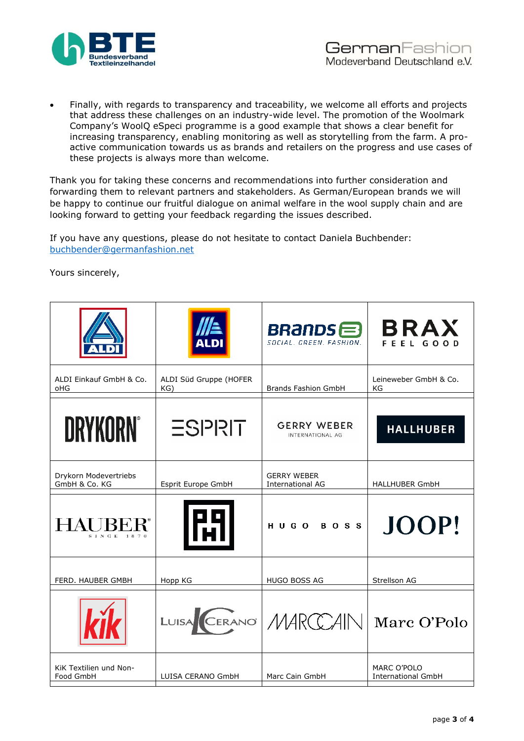- Finally, with regards to transparency and traceability, we welcome all efforts and projects that address these challenges on an industry-wide level. The promotion of the Woolmark Company's WoolQ eSpeci programme is a good example that shows a clear benefit for increasing transparency, enabling monitoring as well as storytelling from the farm. A pro-active communication towards us as brands and retailers on the progress and use cases of these projects is always more than welcome.

Thank you for taking these concerns and recommendations into further consideration and forwarding them to relevant partners and stakeholders. As German/European brands we will be happy to continue our fruitful dialogue on animal welfare in the wool supply chain and are looking forward to getting your feedback regarding the issues described.

If you have any questions, please do not hesitate to contact Daniela Buchbender: buchbender@germanfashion.net

Yours sincerely,

| ALDI | ALDI | BRANDS SOCIAL. GREEN. FASHION. | BRAX FEEL GOOD |
|---|---|---|---|
| ALDI Einkauf GmbH & Co. oHG | ALDI Süd Gruppe (HOFER KG) | Brands Fashion GmbH | Leineweber GmbH & Co. KG |
| DRYKORN | ESPRIT | GERRY WEBER INTERNATIONAL AG | HALLHUBER |
| Drykorn Modevertriebs GmbH & Co. KG | Esprit Europe GmbH | GERRY WEBER International AG | HALLHUBER GmbH |
| HAUBER SINCE 1870 | | HUGO BOSS | JOOP! |
| FERD. HAUBER GMBH | Hopp KG | HUGO BOSS AG | Strellson AG |
| kik | LUISA CERANO | MARCCAIN | Marc O'Polo |
| KiK Textilien und Non-Food GmbH | LUISA CERANO GmbH | Marc Cain GmbH | MARC O'POLO International GmbH |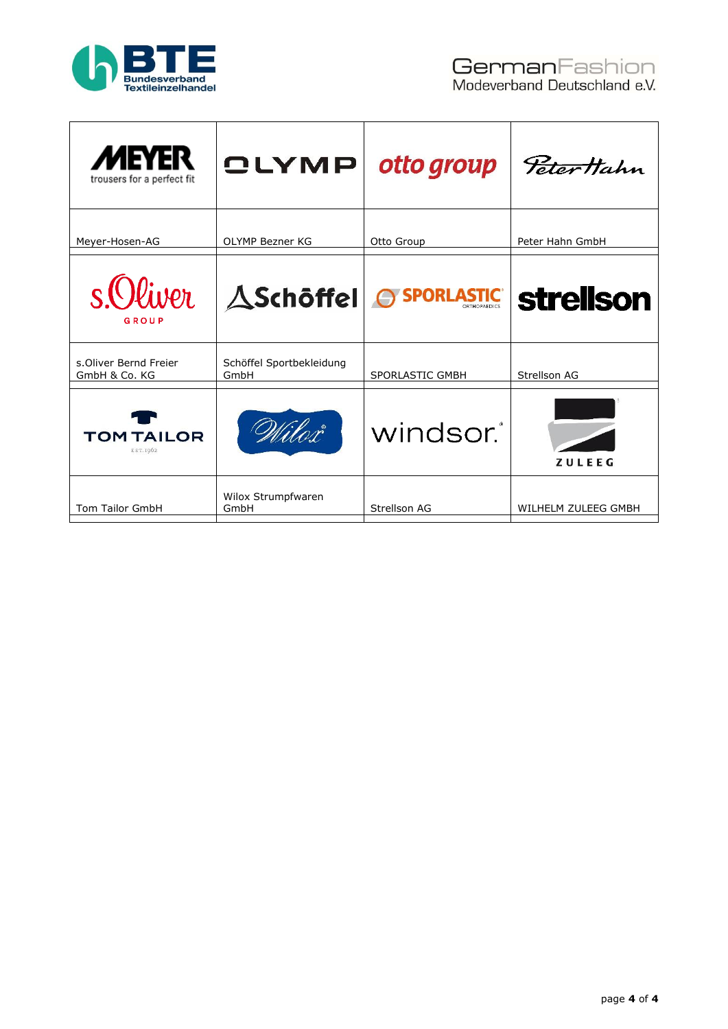| | | | |
|---|---|---|---|
| MEYER trousers for a perfect fit | OLYMP | otto group | Peter Hahn |
| Meyer-Hosen-AG | OLYMP Bezner KG | Otto Group | Peter Hahn GmbH |
| s.Oliver GROUP | Schöffel | SPORLASTIC ORTHOPAEDICS | strellson |
| s.Oliver Bernd Freier GmbH & Co. KG | Schöffel Sportbekleidung GmbH | SPORLASTIC GMBH | Strellson AG |
| TOM TAILOR EST.1962 | Wilox | windsor. | ZULEEG |
| Tom Tailor GmbH | Wilox Strumpfwaren GmbH | Strellson AG | WILHELM ZULEEG GMBH |